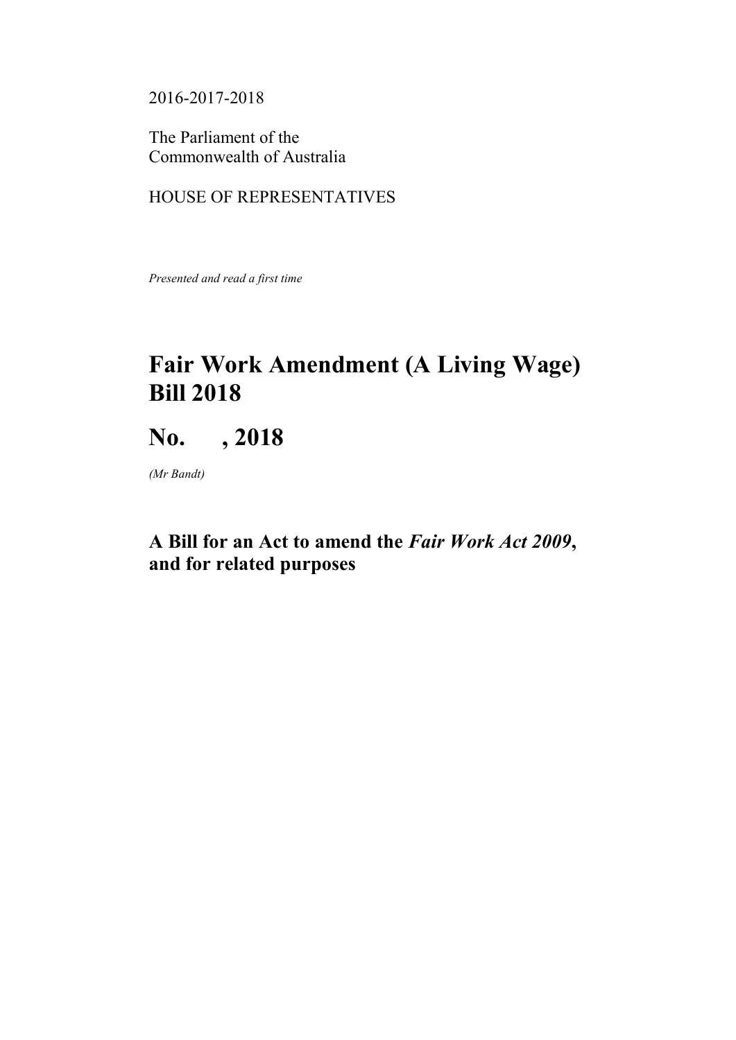2016-2017-2018

The Parliament of the
Commonwealth of Australia

HOUSE OF REPRESENTATIVES

*Presented and read a first time*

# Fair Work Amendment (A Living Wage) Bill 2018

# No. , 2018

*(Mr Bandt)*

## A Bill for an Act to amend the *Fair Work Act 2009*, and for related purposes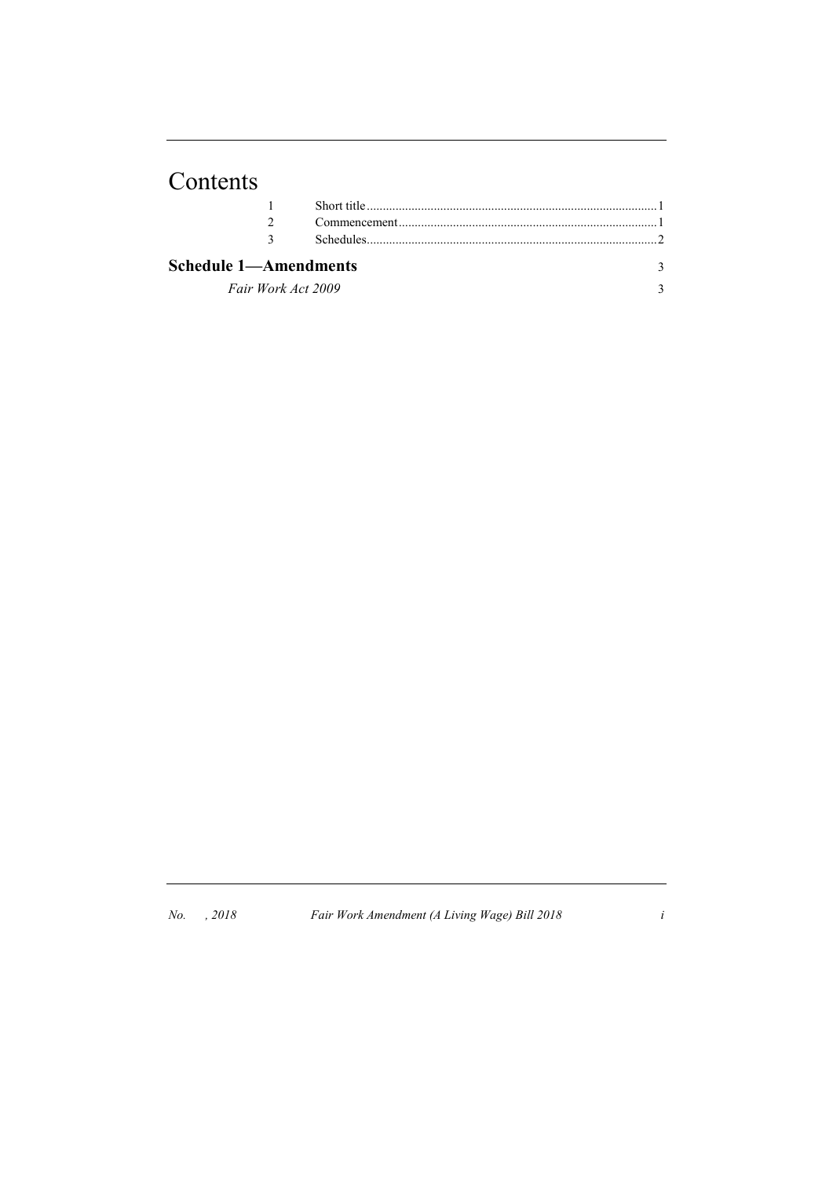# Contents

| | | |
|---|---|---|
| 1 | Short title | 1 |
| 2 | Commencement | 1 |
| 3 | Schedules | 2 |

**Schedule 1—Amendments** 3

*Fair Work Act 2009* 3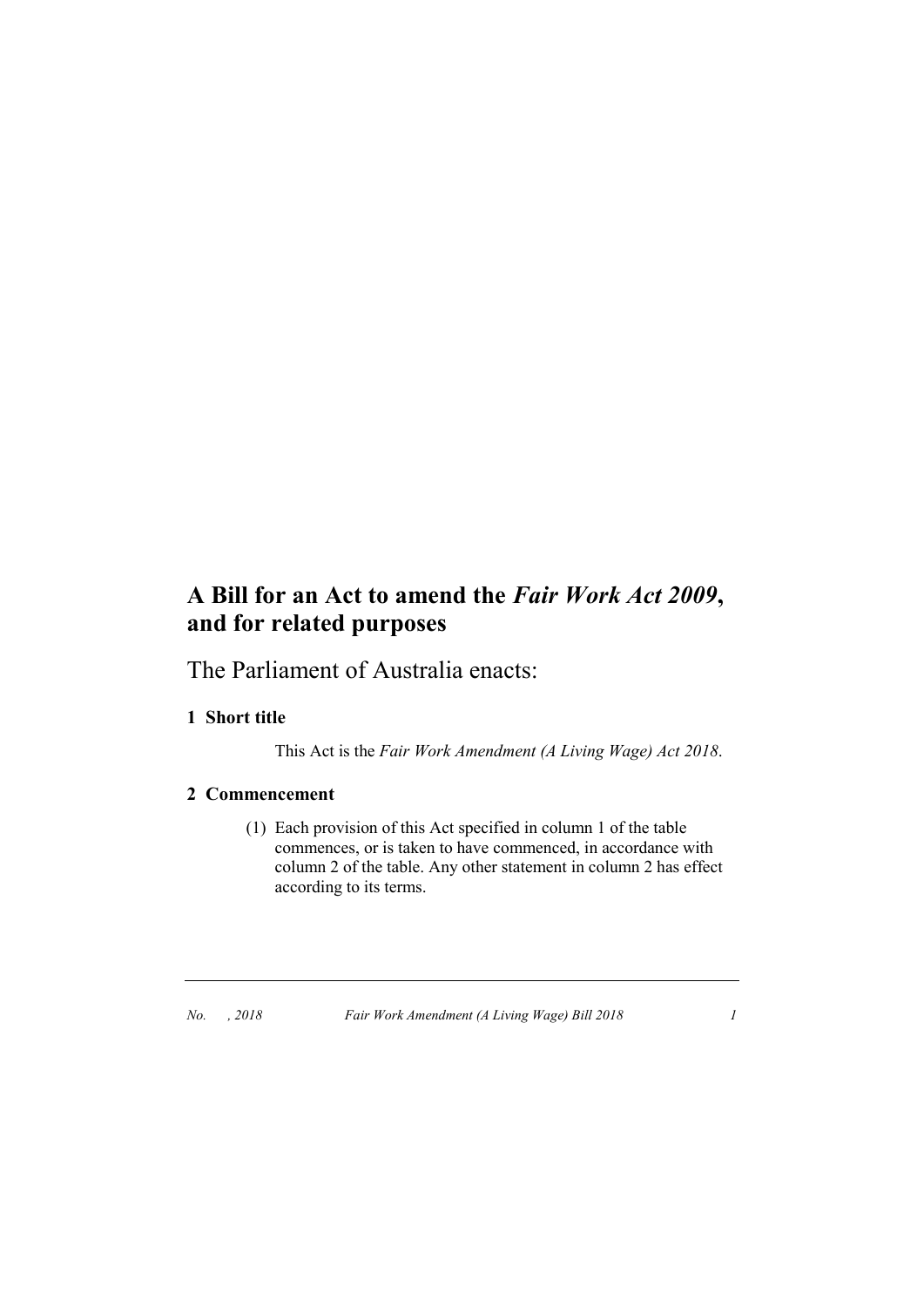# A Bill for an Act to amend the *Fair Work Act 2009*, and for related purposes

The Parliament of Australia enacts:

## 1 Short title

This Act is the *Fair Work Amendment (A Living Wage) Act 2018*.

## 2 Commencement

(1) Each provision of this Act specified in column 1 of the table commences, or is taken to have commenced, in accordance with column 2 of the table. Any other statement in column 2 has effect according to its terms.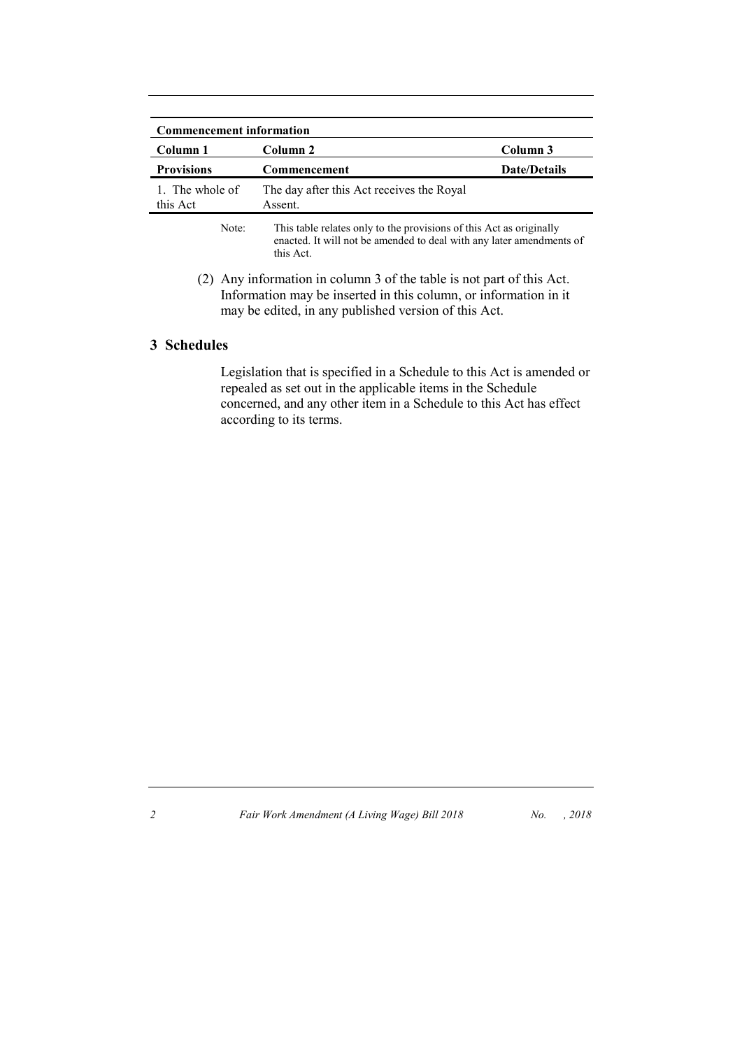| Commencement information | | |
| --- | --- | --- |
| **Column 1** | **Column 2** | **Column 3** |
| **Provisions** | **Commencement** | **Date/Details** |
| 1. The whole of this Act | The day after this Act receives the Royal Assent. | |

Note: This table relates only to the provisions of this Act as originally enacted. It will not be amended to deal with any later amendments of this Act.

(2) Any information in column 3 of the table is not part of this Act. Information may be inserted in this column, or information in it may be edited, in any published version of this Act.

## 3 Schedules

Legislation that is specified in a Schedule to this Act is amended or repealed as set out in the applicable items in the Schedule concerned, and any other item in a Schedule to this Act has effect according to its terms.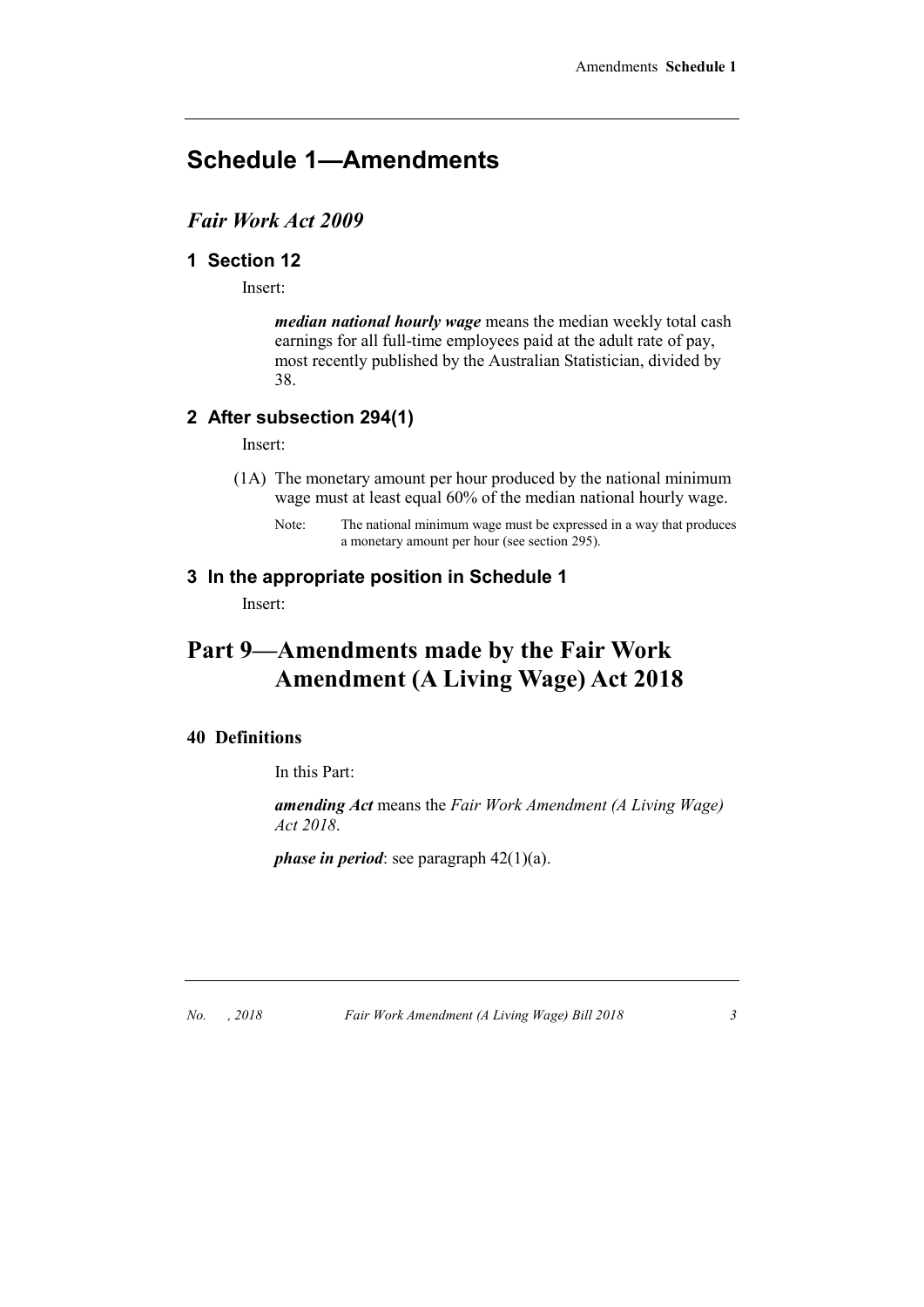# Schedule 1—Amendments

## *Fair Work Act 2009*

### 1 Section 12

Insert:

> ***median national hourly wage*** means the median weekly total cash earnings for all full-time employees paid at the adult rate of pay, most recently published by the Australian Statistician, divided by 38.

### 2 After subsection 294(1)

Insert:

> (1A) The monetary amount per hour produced by the national minimum wage must at least equal 60% of the median national hourly wage.
>
> Note: The national minimum wage must be expressed in a way that produces a monetary amount per hour (see section 295).

### 3 In the appropriate position in Schedule 1

Insert:

# Part 9—Amendments made by the Fair Work Amendment (A Living Wage) Act 2018

### 40 Definitions

In this Part:

***amending Act*** means the *Fair Work Amendment (A Living Wage) Act 2018*.

***phase in period***: see paragraph 42(1)(a).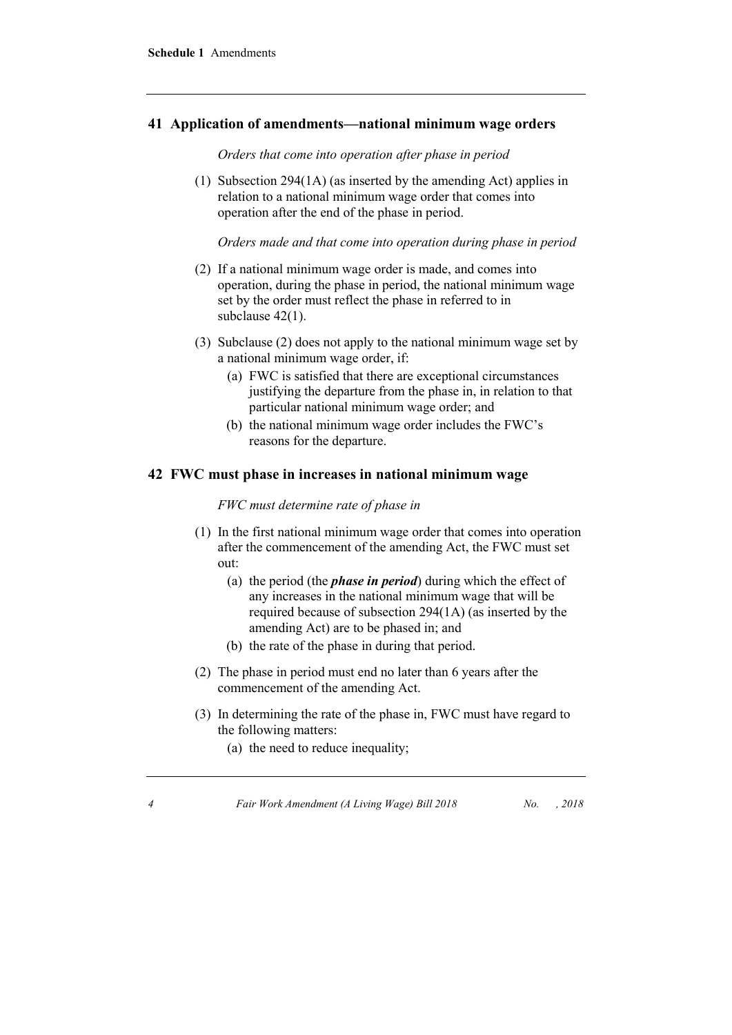## 41 Application of amendments—national minimum wage orders

*Orders that come into operation after phase in period*

(1) Subsection 294(1A) (as inserted by the amending Act) applies in relation to a national minimum wage order that comes into operation after the end of the phase in period.

*Orders made and that come into operation during phase in period*

(2) If a national minimum wage order is made, and comes into operation, during the phase in period, the national minimum wage set by the order must reflect the phase in referred to in subclause 42(1).

(3) Subclause (2) does not apply to the national minimum wage set by a national minimum wage order, if:

- (a) FWC is satisfied that there are exceptional circumstances justifying the departure from the phase in, in relation to that particular national minimum wage order; and
- (b) the national minimum wage order includes the FWC's reasons for the departure.

## 42 FWC must phase in increases in national minimum wage

*FWC must determine rate of phase in*

(1) In the first national minimum wage order that comes into operation after the commencement of the amending Act, the FWC must set out:

- (a) the period (the ***phase in period***) during which the effect of any increases in the national minimum wage that will be required because of subsection 294(1A) (as inserted by the amending Act) are to be phased in; and
- (b) the rate of the phase in during that period.

(2) The phase in period must end no later than 6 years after the commencement of the amending Act.

(3) In determining the rate of the phase in, FWC must have regard to the following matters:

- (a) the need to reduce inequality;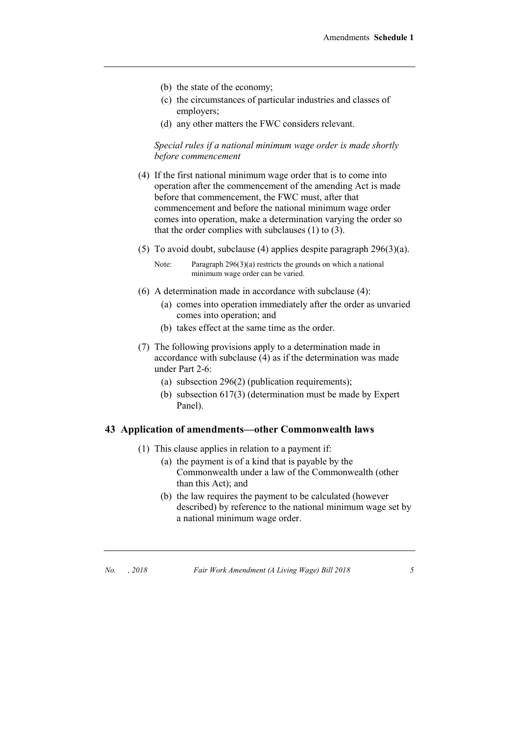(b) the state of the economy;

(c) the circumstances of particular industries and classes of employers;

(d) any other matters the FWC considers relevant.

*Special rules if a national minimum wage order is made shortly before commencement*

(4) If the first national minimum wage order that is to come into operation after the commencement of the amending Act is made before that commencement, the FWC must, after that commencement and before the national minimum wage order comes into operation, make a determination varying the order so that the order complies with subclauses (1) to (3).

(5) To avoid doubt, subclause (4) applies despite paragraph 296(3)(a).

Note: Paragraph 296(3)(a) restricts the grounds on which a national minimum wage order can be varied.

(6) A determination made in accordance with subclause (4):

(a) comes into operation immediately after the order as unvaried comes into operation; and

(b) takes effect at the same time as the order.

(7) The following provisions apply to a determination made in accordance with subclause (4) as if the determination was made under Part 2-6:

(a) subsection 296(2) (publication requirements);

(b) subsection 617(3) (determination must be made by Expert Panel).

## 43 Application of amendments—other Commonwealth laws

(1) This clause applies in relation to a payment if:

(a) the payment is of a kind that is payable by the Commonwealth under a law of the Commonwealth (other than this Act); and

(b) the law requires the payment to be calculated (however described) by reference to the national minimum wage set by a national minimum wage order.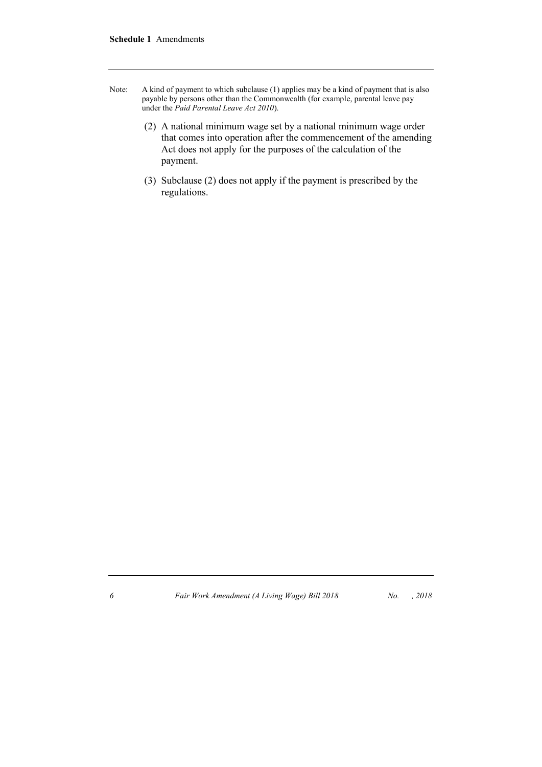Note: A kind of payment to which subclause (1) applies may be a kind of payment that is also payable by persons other than the Commonwealth (for example, parental leave pay under the *Paid Parental Leave Act 2010*).

(2) A national minimum wage set by a national minimum wage order that comes into operation after the commencement of the amending Act does not apply for the purposes of the calculation of the payment.

(3) Subclause (2) does not apply if the payment is prescribed by the regulations.